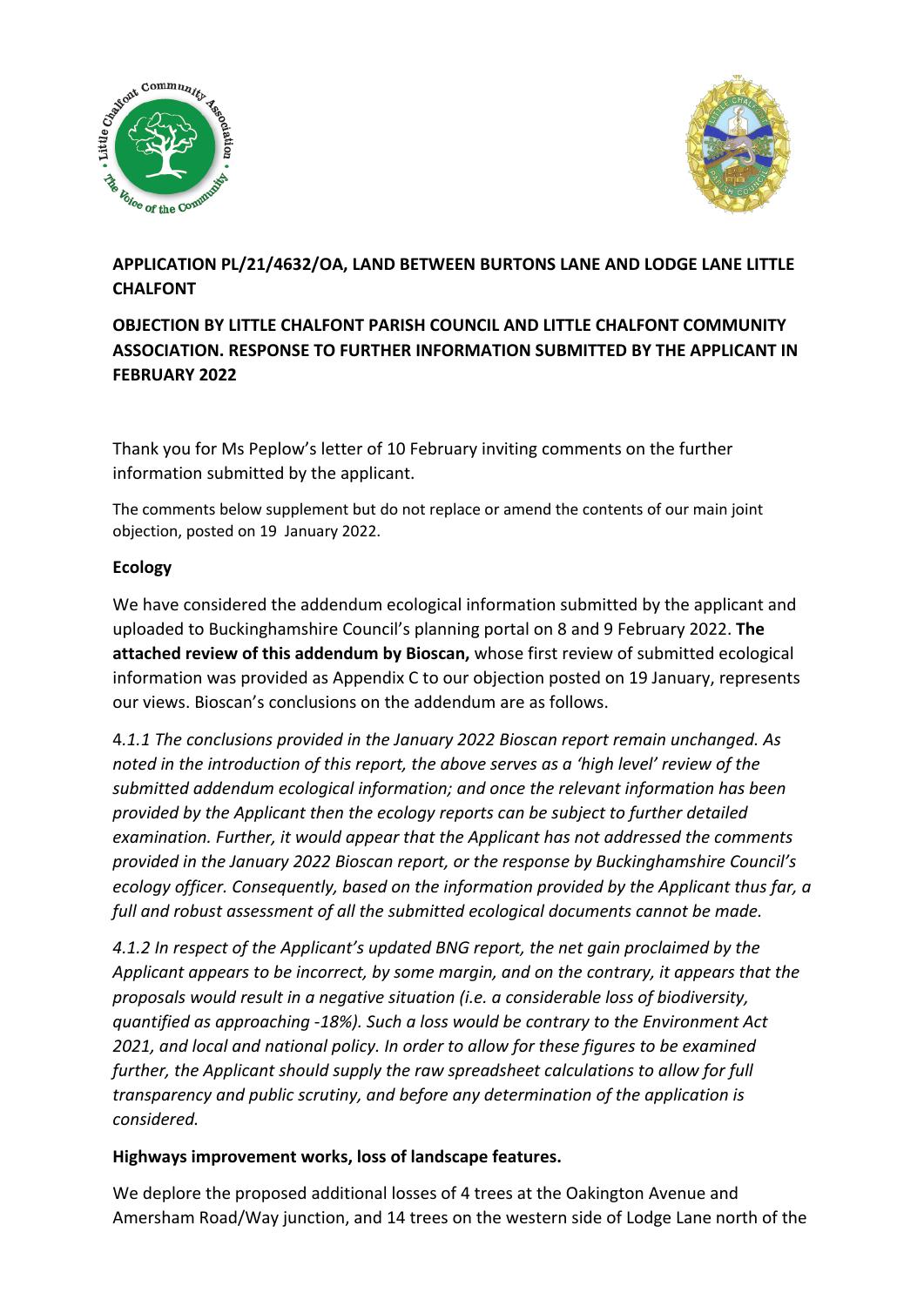**APPLICATION PL/21/4632/OA, LAND BETWEEN BURTONS LANE AND LODGE LANE LITTLE CHALFONT**

**OBJECTION BY LITTLE CHALFONT PARISH COUNCIL AND LITTLE CHALFONT COMMUNITY ASSOCIATION. RESPONSE TO FURTHER INFORMATION SUBMITTED BY THE APPLICANT IN FEBRUARY 2022**

Thank you for Ms Peplow's letter of 10 February inviting comments on the further information submitted by the applicant.

The comments below supplement but do not replace or amend the contents of our main joint objection, posted on 19 January 2022.

**Ecology**

We have considered the addendum ecological information submitted by the applicant and uploaded to Buckinghamshire Council's planning portal on 8 and 9 February 2022. **The attached review of this addendum by Bioscan,** whose first review of submitted ecological information was provided as Appendix C to our objection posted on 19 January, represents our views. Bioscan's conclusions on the addendum are as follows.

*4.1.1 The conclusions provided in the January 2022 Bioscan report remain unchanged. As noted in the introduction of this report, the above serves as a 'high level' review of the submitted addendum ecological information; and once the relevant information has been provided by the Applicant then the ecology reports can be subject to further detailed examination. Further, it would appear that the Applicant has not addressed the comments provided in the January 2022 Bioscan report, or the response by Buckinghamshire Council's ecology officer. Consequently, based on the information provided by the Applicant thus far, a full and robust assessment of all the submitted ecological documents cannot be made.*

*4.1.2 In respect of the Applicant's updated BNG report, the net gain proclaimed by the Applicant appears to be incorrect, by some margin, and on the contrary, it appears that the proposals would result in a negative situation (i.e. a considerable loss of biodiversity, quantified as approaching -18%). Such a loss would be contrary to the Environment Act 2021, and local and national policy. In order to allow for these figures to be examined further, the Applicant should supply the raw spreadsheet calculations to allow for full transparency and public scrutiny, and before any determination of the application is considered.*

**Highways improvement works, loss of landscape features.**

We deplore the proposed additional losses of 4 trees at the Oakington Avenue and Amersham Road/Way junction, and 14 trees on the western side of Lodge Lane north of the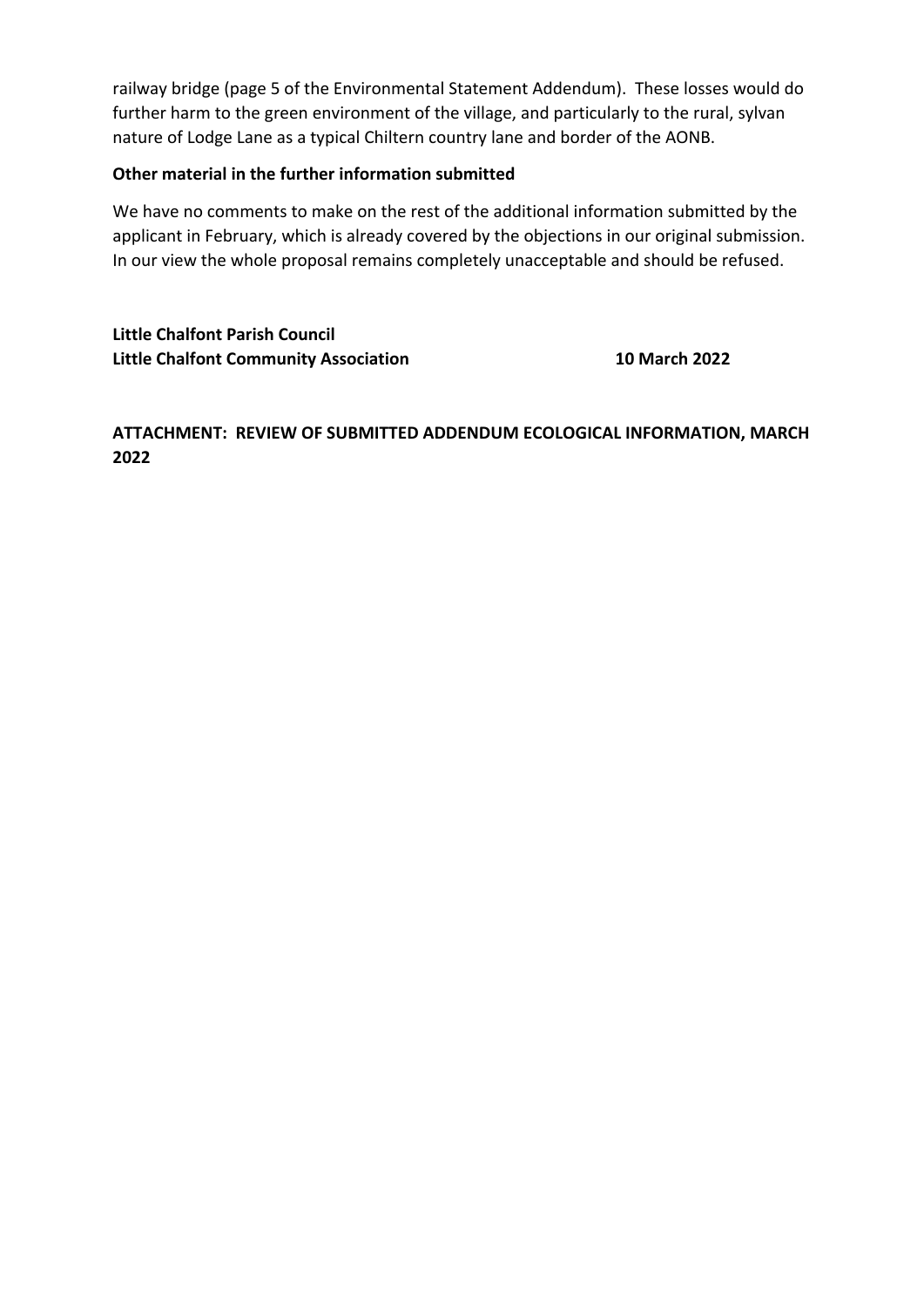railway bridge (page 5 of the Environmental Statement Addendum). These losses would do further harm to the green environment of the village, and particularly to the rural, sylvan nature of Lodge Lane as a typical Chiltern country lane and border of the AONB.

**Other material in the further information submitted**

We have no comments to make on the rest of the additional information submitted by the applicant in February, which is already covered by the objections in our original submission. In our view the whole proposal remains completely unacceptable and should be refused.

**Little Chalfont Parish Council**
**Little Chalfont Community Association** **10 March 2022**

**ATTACHMENT: REVIEW OF SUBMITTED ADDENDUM ECOLOGICAL INFORMATION, MARCH 2022**